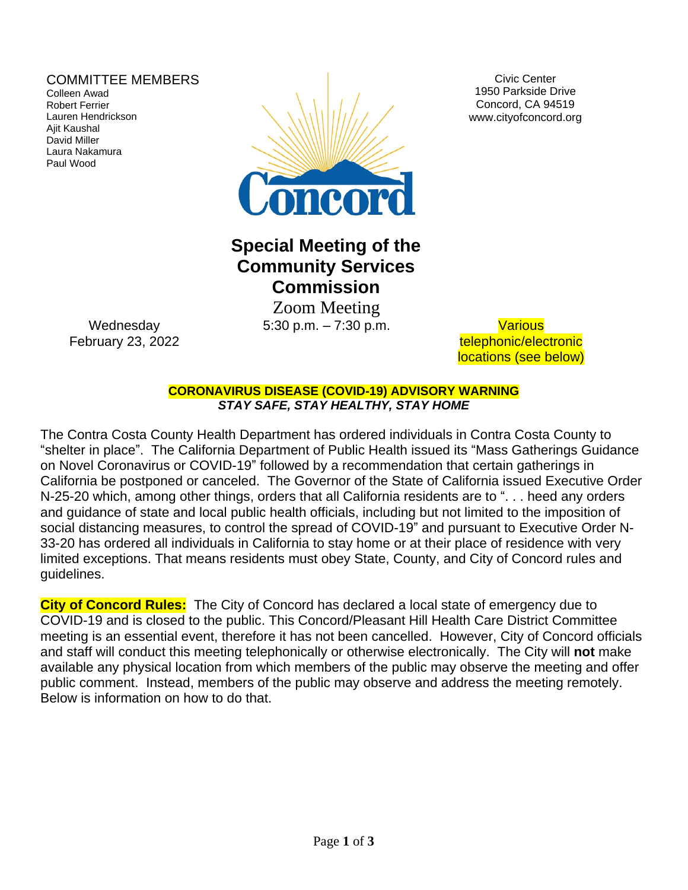COMMITTEE MEMBERS

Colleen Awad
Robert Ferrier
Lauren Hendrickson
Ajit Kaushal
David Miller
Laura Nakamura
Paul Wood

Civic Center
1950 Parkside Drive
Concord, CA 94519
www.cityofconcord.org

# Special Meeting of the Community Services Commission

Zoom Meeting

Wednesday
February 23, 2022

5:30 p.m. – 7:30 p.m.

Various telephonic/electronic locations (see below)

**CORONAVIRUS DISEASE (COVID-19) ADVISORY WARNING**

***STAY SAFE, STAY HEALTHY, STAY HOME***

The Contra Costa County Health Department has ordered individuals in Contra Costa County to "shelter in place". The California Department of Public Health issued its "Mass Gatherings Guidance on Novel Coronavirus or COVID-19" followed by a recommendation that certain gatherings in California be postponed or canceled. The Governor of the State of California issued Executive Order N-25-20 which, among other things, orders that all California residents are to ". . . heed any orders and guidance of state and local public health officials, including but not limited to the imposition of social distancing measures, to control the spread of COVID-19" and pursuant to Executive Order N-33-20 has ordered all individuals in California to stay home or at their place of residence with very limited exceptions. That means residents must obey State, County, and City of Concord rules and guidelines.

**City of Concord Rules:** The City of Concord has declared a local state of emergency due to COVID-19 and is closed to the public. This Concord/Pleasant Hill Health Care District Committee meeting is an essential event, therefore it has not been cancelled. However, City of Concord officials and staff will conduct this meeting telephonically or otherwise electronically. The City will **not** make available any physical location from which members of the public may observe the meeting and offer public comment. Instead, members of the public may observe and address the meeting remotely. Below is information on how to do that.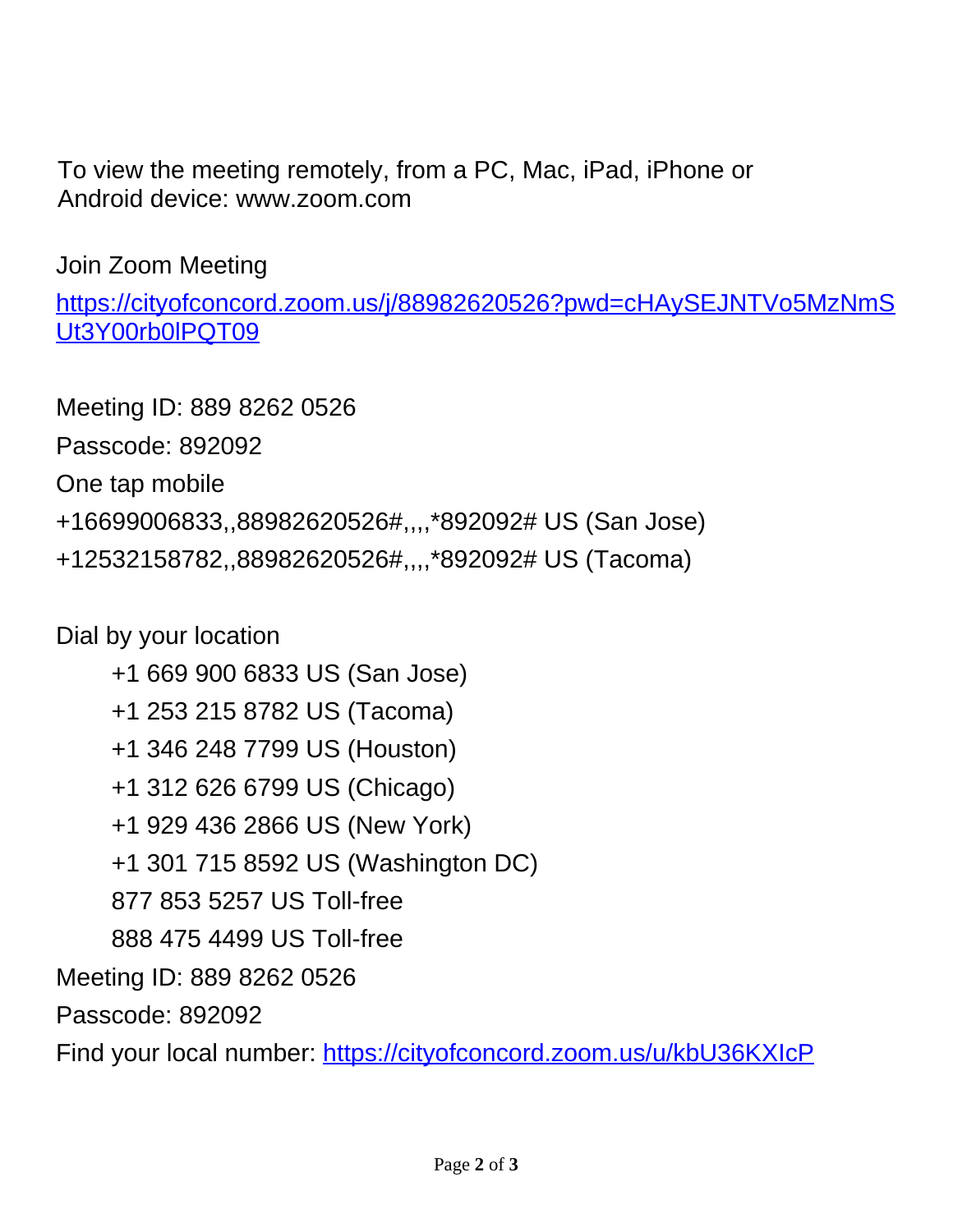To view the meeting remotely, from a PC, Mac, iPad, iPhone or Android device: www.zoom.com

Join Zoom Meeting

https://cityofconcord.zoom.us/j/88982620526?pwd=cHAySEJNTVo5MzNmSUt3Y00rb0lPQT09

Meeting ID: 889 8262 0526

Passcode: 892092

One tap mobile

+16699006833,,88982620526#,,,,*892092# US (San Jose)

+12532158782,,88982620526#,,,,*892092# US (Tacoma)

Dial by your location

+1 669 900 6833 US (San Jose)

+1 253 215 8782 US (Tacoma)

+1 346 248 7799 US (Houston)

+1 312 626 6799 US (Chicago)

+1 929 436 2866 US (New York)

+1 301 715 8592 US (Washington DC)

877 853 5257 US Toll-free

888 475 4499 US Toll-free

Meeting ID: 889 8262 0526

Passcode: 892092

Find your local number: https://cityofconcord.zoom.us/u/kbU36KXIcP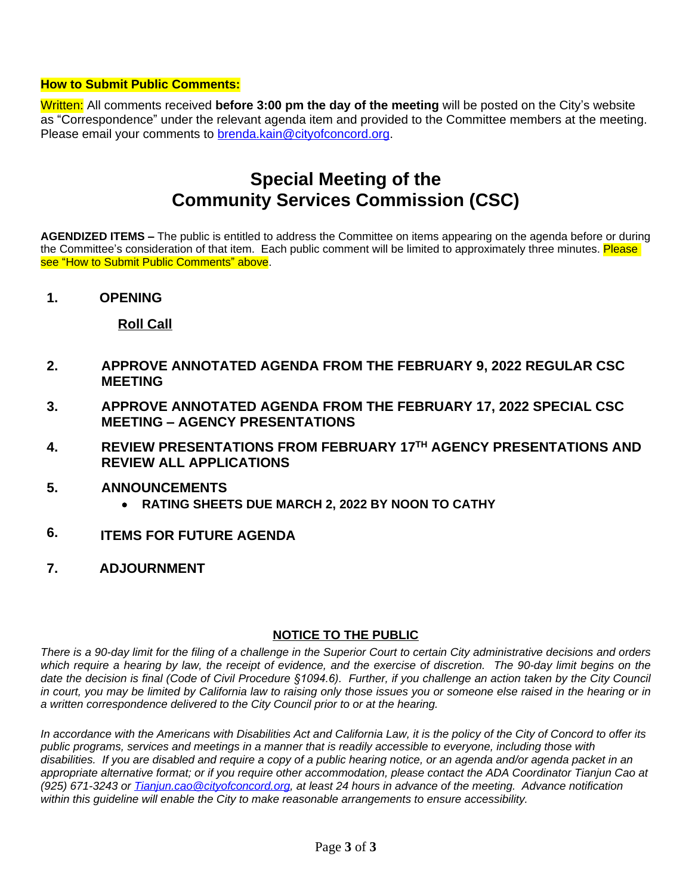**How to Submit Public Comments:**

Written: All comments received **before 3:00 pm the day of the meeting** will be posted on the City's website as "Correspondence" under the relevant agenda item and provided to the Committee members at the meeting. Please email your comments to brenda.kain@cityofconcord.org.

# Special Meeting of the Community Services Commission (CSC)

**AGENDIZED ITEMS –** The public is entitled to address the Committee on items appearing on the agenda before or during the Committee's consideration of that item. Each public comment will be limited to approximately three minutes. Please see "How to Submit Public Comments" above.

**1. OPENING**

**Roll Call**

**2. APPROVE ANNOTATED AGENDA FROM THE FEBRUARY 9, 2022 REGULAR CSC MEETING**

**3. APPROVE ANNOTATED AGENDA FROM THE FEBRUARY 17, 2022 SPECIAL CSC MEETING – AGENCY PRESENTATIONS**

**4. REVIEW PRESENTATIONS FROM FEBRUARY 17TH AGENCY PRESENTATIONS AND REVIEW ALL APPLICATIONS**

**5. ANNOUNCEMENTS**

- **RATING SHEETS DUE MARCH 2, 2022 BY NOON TO CATHY**

**6. ITEMS FOR FUTURE AGENDA**

**7. ADJOURNMENT**

**NOTICE TO THE PUBLIC**

*There is a 90-day limit for the filing of a challenge in the Superior Court to certain City administrative decisions and orders which require a hearing by law, the receipt of evidence, and the exercise of discretion. The 90-day limit begins on the date the decision is final (Code of Civil Procedure §1094.6). Further, if you challenge an action taken by the City Council in court, you may be limited by California law to raising only those issues you or someone else raised in the hearing or in a written correspondence delivered to the City Council prior to or at the hearing.*

*In accordance with the Americans with Disabilities Act and California Law, it is the policy of the City of Concord to offer its public programs, services and meetings in a manner that is readily accessible to everyone, including those with disabilities. If you are disabled and require a copy of a public hearing notice, or an agenda and/or agenda packet in an appropriate alternative format; or if you require other accommodation, please contact the ADA Coordinator Tianjun Cao at (925) 671-3243 or Tianjun.cao@cityofconcord.org, at least 24 hours in advance of the meeting. Advance notification within this guideline will enable the City to make reasonable arrangements to ensure accessibility.*